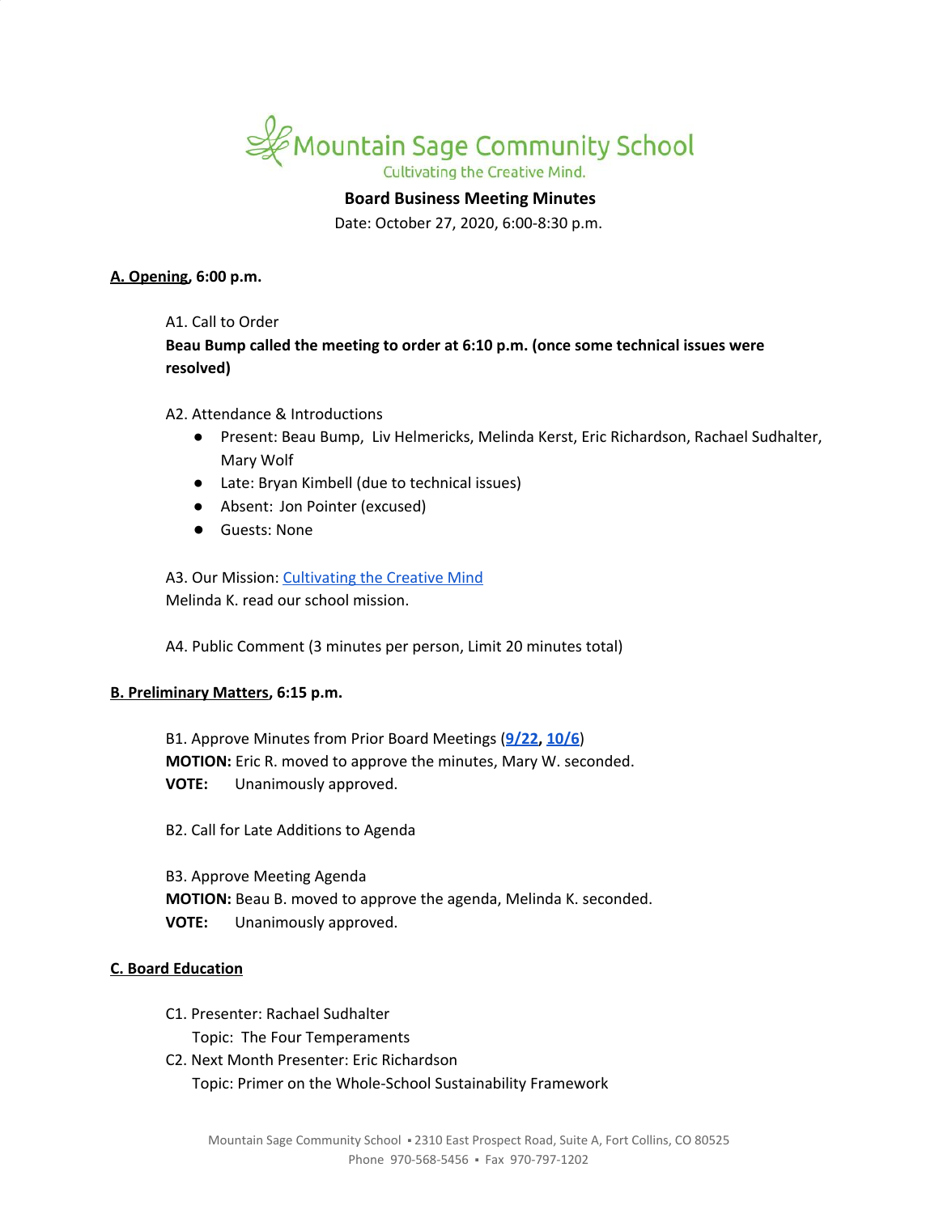Mountain Sage Community School

Cultivating the Creative Mind.

**Board Business Meeting Minutes**

Date: October 27, 2020, 6:00-8:30 p.m.

**A. Opening, 6:00 p.m.**

A1. Call to Order

**Beau Bump called the meeting to order at 6:10 p.m. (once some technical issues were resolved)**

A2. Attendance & Introductions

- Present: Beau Bump, Liv Helmericks, Melinda Kerst, Eric Richardson, Rachael Sudhalter, Mary Wolf
- Late: Bryan Kimbell (due to technical issues)
- Absent: Jon Pointer (excused)
- Guests: None

A3. Our Mission: Cultivating the Creative Mind

Melinda K. read our school mission.

A4. Public Comment (3 minutes per person, Limit 20 minutes total)

**B. Preliminary Matters, 6:15 p.m.**

B1. Approve Minutes from Prior Board Meetings (**9/22**, **10/6**)

**MOTION:** Eric R. moved to approve the minutes, Mary W. seconded.

**VOTE:** Unanimously approved.

B2. Call for Late Additions to Agenda

B3. Approve Meeting Agenda

**MOTION:** Beau B. moved to approve the agenda, Melinda K. seconded.

**VOTE:** Unanimously approved.

**C. Board Education**

C1. Presenter: Rachael Sudhalter
Topic: The Four Temperaments

C2. Next Month Presenter: Eric Richardson
Topic: Primer on the Whole-School Sustainability Framework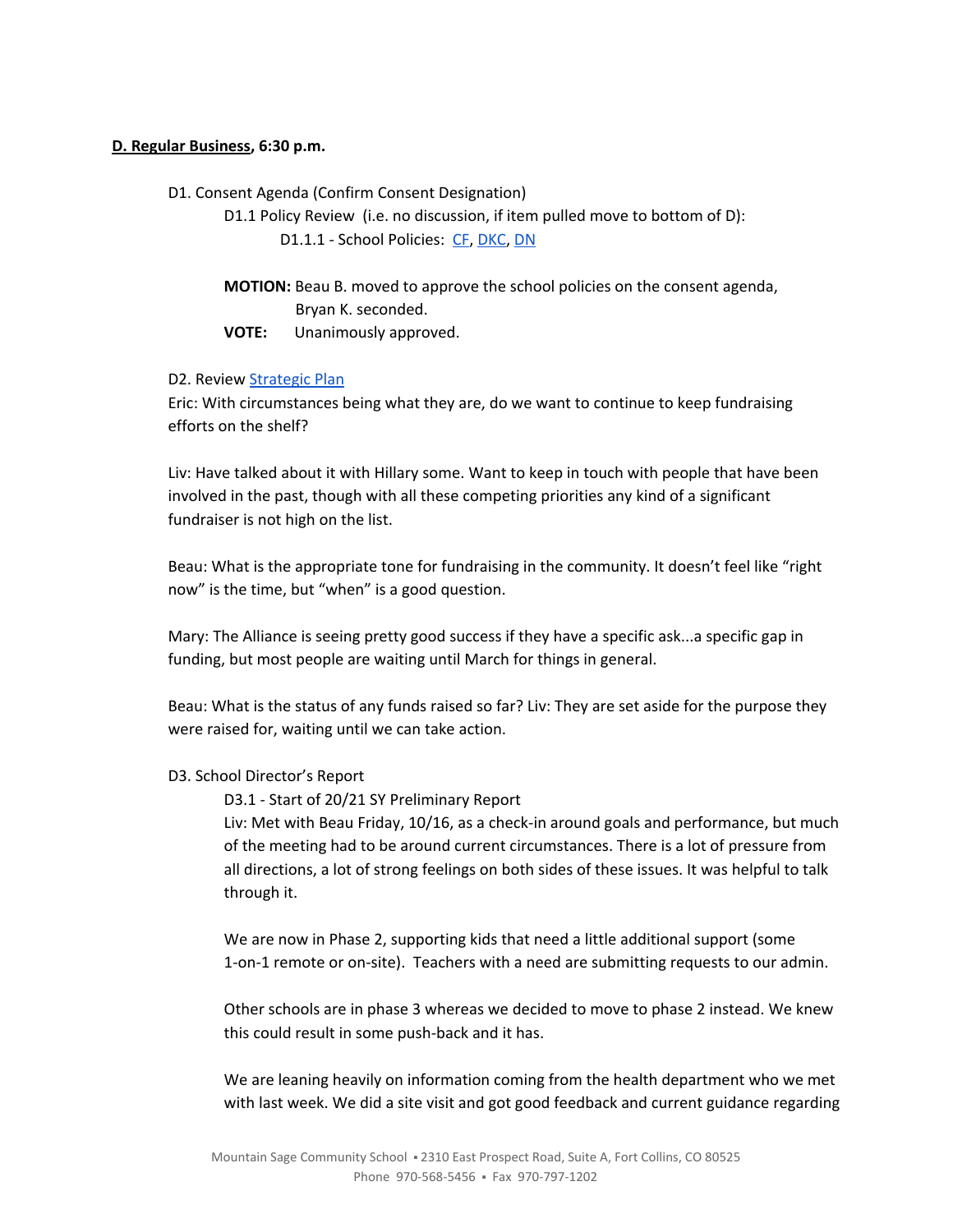**D. Regular Business, 6:30 p.m.**

D1. Consent Agenda (Confirm Consent Designation)

D1.1 Policy Review (i.e. no discussion, if item pulled move to bottom of D):

D1.1.1 - School Policies: CF, DKC, DN

**MOTION:** Beau B. moved to approve the school policies on the consent agenda, Bryan K. seconded.

**VOTE:** Unanimously approved.

D2. Review Strategic Plan

Eric: With circumstances being what they are, do we want to continue to keep fundraising efforts on the shelf?

Liv: Have talked about it with Hillary some. Want to keep in touch with people that have been involved in the past, though with all these competing priorities any kind of a significant fundraiser is not high on the list.

Beau: What is the appropriate tone for fundraising in the community. It doesn't feel like "right now" is the time, but "when" is a good question.

Mary: The Alliance is seeing pretty good success if they have a specific ask...a specific gap in funding, but most people are waiting until March for things in general.

Beau: What is the status of any funds raised so far? Liv: They are set aside for the purpose they were raised for, waiting until we can take action.

D3. School Director's Report

D3.1 - Start of 20/21 SY Preliminary Report

Liv: Met with Beau Friday, 10/16, as a check-in around goals and performance, but much of the meeting had to be around current circumstances. There is a lot of pressure from all directions, a lot of strong feelings on both sides of these issues. It was helpful to talk through it.

We are now in Phase 2, supporting kids that need a little additional support (some 1-on-1 remote or on-site). Teachers with a need are submitting requests to our admin.

Other schools are in phase 3 whereas we decided to move to phase 2 instead. We knew this could result in some push-back and it has.

We are leaning heavily on information coming from the health department who we met with last week. We did a site visit and got good feedback and current guidance regarding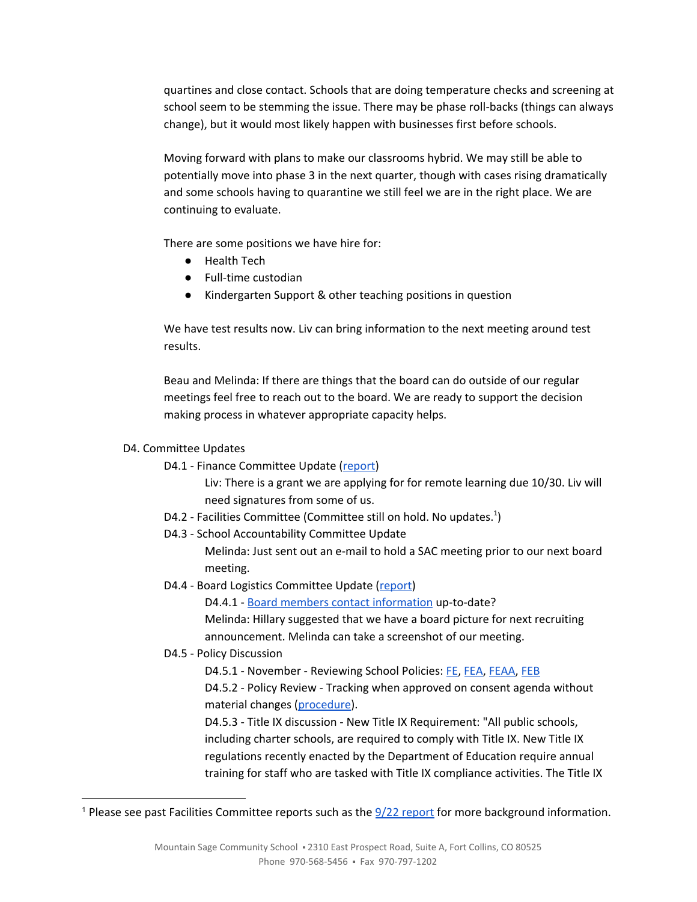quartines and close contact. Schools that are doing temperature checks and screening at school seem to be stemming the issue. There may be phase roll-backs (things can always change), but it would most likely happen with businesses first before schools.

Moving forward with plans to make our classrooms hybrid. We may still be able to potentially move into phase 3 in the next quarter, though with cases rising dramatically and some schools having to quarantine we still feel we are in the right place. We are continuing to evaluate.

There are some positions we have hire for:

- Health Tech
- Full-time custodian
- Kindergarten Support & other teaching positions in question

We have test results now. Liv can bring information to the next meeting around test results.

Beau and Melinda: If there are things that the board can do outside of our regular meetings feel free to reach out to the board. We are ready to support the decision making process in whatever appropriate capacity helps.

D4. Committee Updates

D4.1 - Finance Committee Update (report)

Liv: There is a grant we are applying for for remote learning due 10/30. Liv will need signatures from some of us.

D4.2 - Facilities Committee (Committee still on hold. No updates.[1])

D4.3 - School Accountability Committee Update

Melinda: Just sent out an e-mail to hold a SAC meeting prior to our next board meeting.

D4.4 - Board Logistics Committee Update (report)

D4.4.1 - Board members contact information up-to-date?

Melinda: Hillary suggested that we have a board picture for next recruiting announcement. Melinda can take a screenshot of our meeting.

D4.5 - Policy Discussion

D4.5.1 - November - Reviewing School Policies: FE, FEA, FEAA, FEB

D4.5.2 - Policy Review - Tracking when approved on consent agenda without material changes (procedure).

D4.5.3 - Title IX discussion - New Title IX Requirement: "All public schools, including charter schools, are required to comply with Title IX. New Title IX regulations recently enacted by the Department of Education require annual training for staff who are tasked with Title IX compliance activities. The Title IX

[1] Please see past Facilities Committee reports such as the 9/22 report for more background information.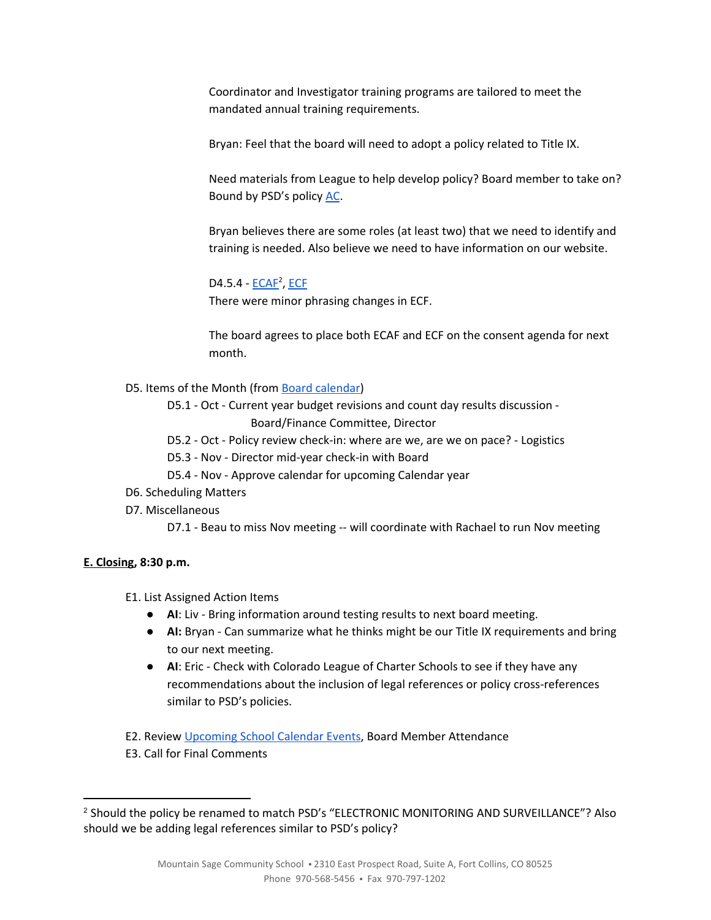Coordinator and Investigator training programs are tailored to meet the mandated annual training requirements.

Bryan: Feel that the board will need to adopt a policy related to Title IX.

Need materials from League to help develop policy? Board member to take on? Bound by PSD's policy AC.

Bryan believes there are some roles (at least two) that we need to identify and training is needed. Also believe we need to have information on our website.

D4.5.4 - ECAF[2], ECF
There were minor phrasing changes in ECF.

The board agrees to place both ECAF and ECF on the consent agenda for next month.

D5. Items of the Month (from Board calendar)

- D5.1 - Oct - Current year budget revisions and count day results discussion - Board/Finance Committee, Director
- D5.2 - Oct - Policy review check-in: where are we, are we on pace? - Logistics
- D5.3 - Nov - Director mid-year check-in with Board
- D5.4 - Nov - Approve calendar for upcoming Calendar year

D6. Scheduling Matters

D7. Miscellaneous

- D7.1 - Beau to miss Nov meeting -- will coordinate with Rachael to run Nov meeting

**E. Closing, 8:30 p.m.**

E1. List Assigned Action Items

- **AI**: Liv - Bring information around testing results to next board meeting.
- **AI:** Bryan - Can summarize what he thinks might be our Title IX requirements and bring to our next meeting.
- **AI**: Eric - Check with Colorado League of Charter Schools to see if they have any recommendations about the inclusion of legal references or policy cross-references similar to PSD's policies.

E2. Review Upcoming School Calendar Events, Board Member Attendance

E3. Call for Final Comments

[2] Should the policy be renamed to match PSD's "ELECTRONIC MONITORING AND SURVEILLANCE"? Also should we be adding legal references similar to PSD's policy?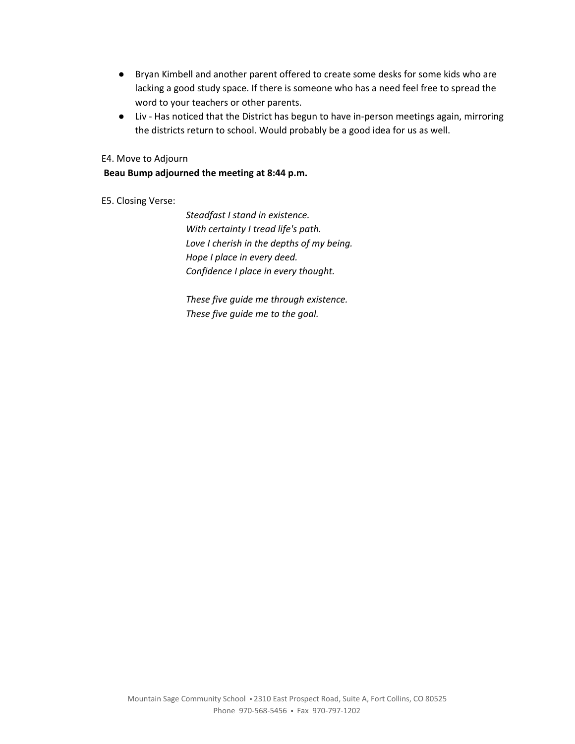- Bryan Kimbell and another parent offered to create some desks for some kids who are lacking a good study space. If there is someone who has a need feel free to spread the word to your teachers or other parents.
- Liv - Has noticed that the District has begun to have in-person meetings again, mirroring the districts return to school. Would probably be a good idea for us as well.

E4. Move to Adjourn

**Beau Bump adjourned the meeting at 8:44 p.m.**

E5. Closing Verse:

*Steadfast I stand in existence.*
*With certainty I tread life's path.*
*Love I cherish in the depths of my being.*
*Hope I place in every deed.*
*Confidence I place in every thought.*

*These five guide me through existence.*
*These five guide me to the goal.*